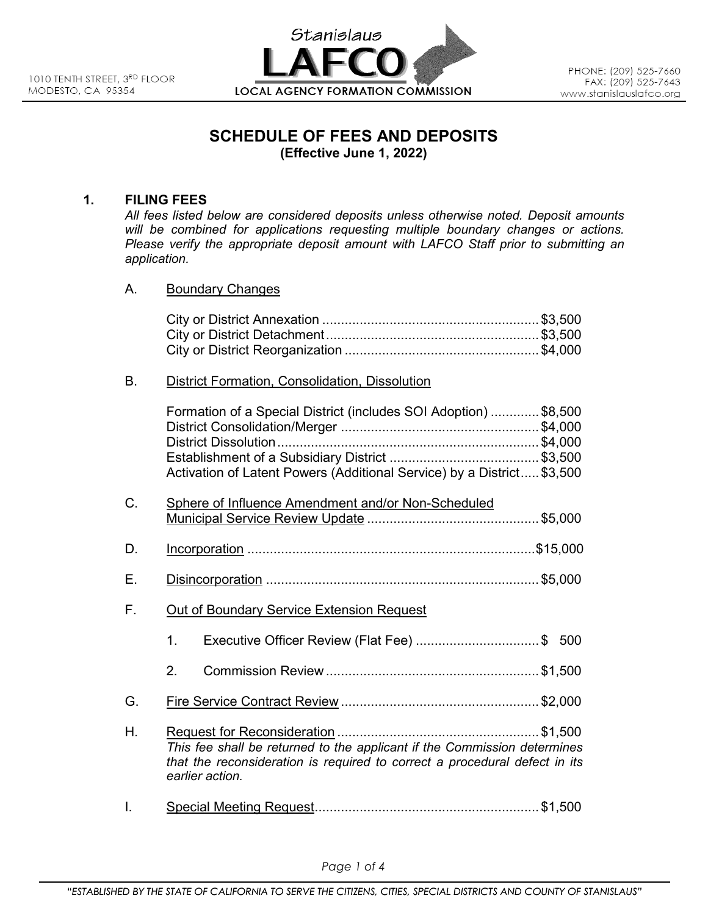# SCHEDULE OF FEES AND DEPOSITS

**(Effective June 1, 2022)**

## 1. FILING FEES

*All fees listed below are considered deposits unless otherwise noted. Deposit amounts will be combined for applications requesting multiple boundary changes or actions. Please verify the appropriate deposit amount with LAFCO Staff prior to submitting an application.*

### A. Boundary Changes

| | |
|---|---|
| City or District Annexation | $3,500 |
| City or District Detachment | $3,500 |
| City or District Reorganization | $4,000 |

### B. District Formation, Consolidation, Dissolution

| | |
|---|---|
| Formation of a Special District (includes SOI Adoption) | $8,500 |
| District Consolidation/Merger | $4,000 |
| District Dissolution | $4,000 |
| Establishment of a Subsidiary District | $3,500 |
| Activation of Latent Powers (Additional Service) by a District | $3,500 |

### C. Sphere of Influence Amendment and/or Non-Scheduled Municipal Service Review Update ............ $5,000

### D. Incorporation ............ $15,000

### E. Disincorporation ............ $5,000

### F. Out of Boundary Service Extension Request

1. Executive Officer Review (Flat Fee) ............ $ 500
2. Commission Review ............ $1,500

### G. Fire Service Contract Review ............ $2,000

### H. Request for Reconsideration ............ $1,500

*This fee shall be returned to the applicant if the Commission determines that the reconsideration is required to correct a procedural defect in its earlier action.*

### I. Special Meeting Request ............ $1,500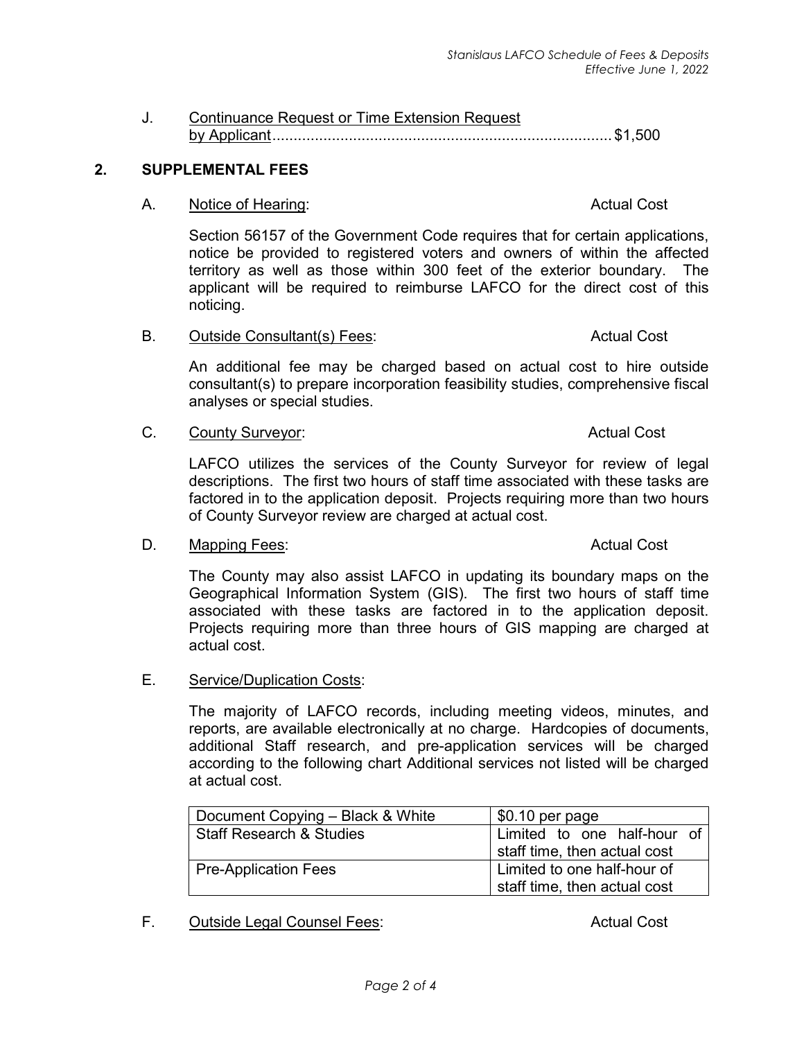J. Continuance Request or Time Extension Request by Applicant................................................................................ $1,500

## 2. SUPPLEMENTAL FEES

A. Notice of Hearing: Actual Cost

Section 56157 of the Government Code requires that for certain applications, notice be provided to registered voters and owners of within the affected territory as well as those within 300 feet of the exterior boundary. The applicant will be required to reimburse LAFCO for the direct cost of this noticing.

B. Outside Consultant(s) Fees: Actual Cost

An additional fee may be charged based on actual cost to hire outside consultant(s) to prepare incorporation feasibility studies, comprehensive fiscal analyses or special studies.

C. County Surveyor: Actual Cost

LAFCO utilizes the services of the County Surveyor for review of legal descriptions. The first two hours of staff time associated with these tasks are factored in to the application deposit. Projects requiring more than two hours of County Surveyor review are charged at actual cost.

D. Mapping Fees: Actual Cost

The County may also assist LAFCO in updating its boundary maps on the Geographical Information System (GIS). The first two hours of staff time associated with these tasks are factored in to the application deposit. Projects requiring more than three hours of GIS mapping are charged at actual cost.

E. Service/Duplication Costs:

The majority of LAFCO records, including meeting videos, minutes, and reports, are available electronically at no charge. Hardcopies of documents, additional Staff research, and pre-application services will be charged according to the following chart Additional services not listed will be charged at actual cost.

| | |
|---|---|
| Document Copying – Black & White | $0.10 per page |
| Staff Research & Studies | Limited to one half-hour of staff time, then actual cost |
| Pre-Application Fees | Limited to one half-hour of staff time, then actual cost |

F. Outside Legal Counsel Fees: Actual Cost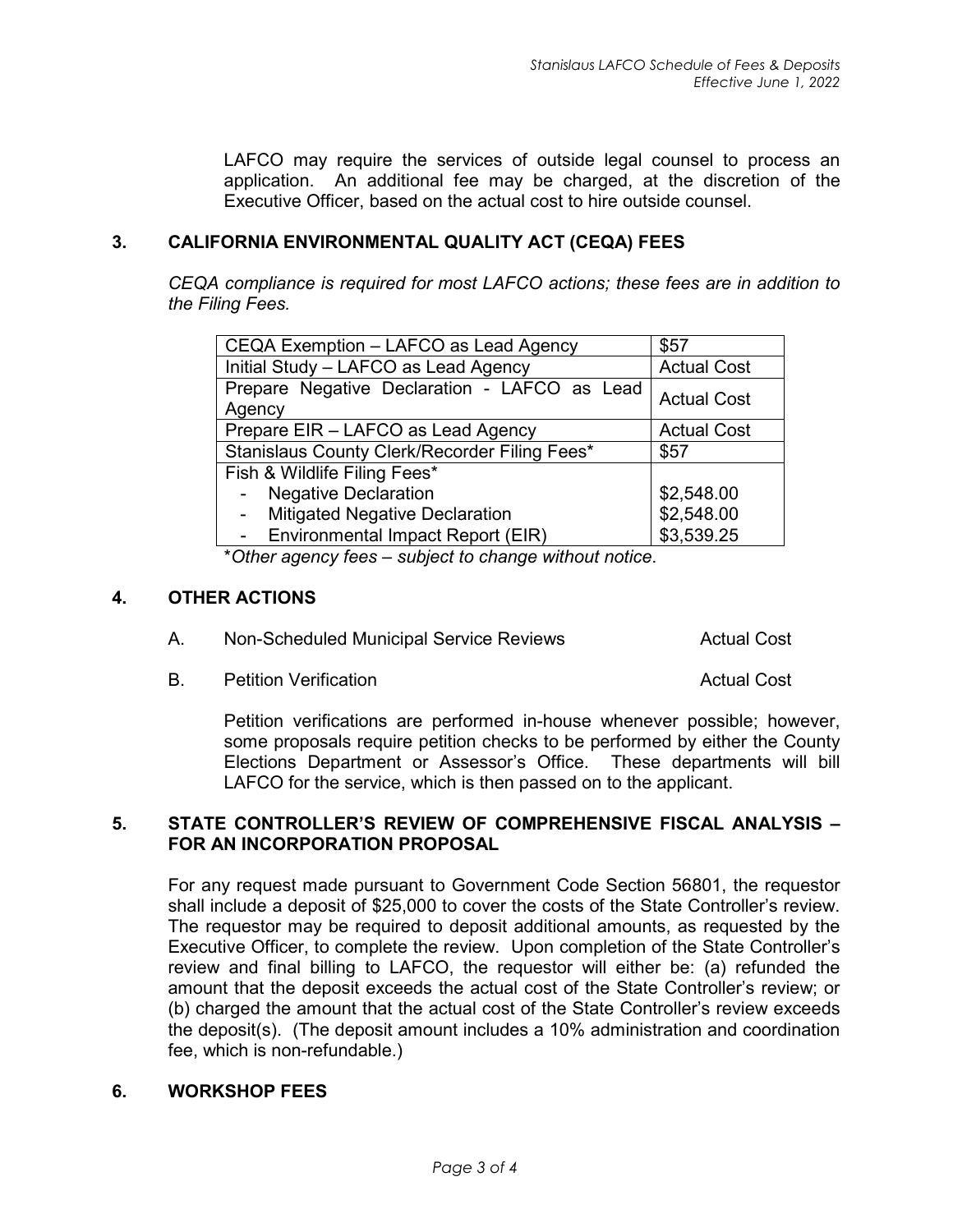LAFCO may require the services of outside legal counsel to process an application. An additional fee may be charged, at the discretion of the Executive Officer, based on the actual cost to hire outside counsel.

## 3. CALIFORNIA ENVIRONMENTAL QUALITY ACT (CEQA) FEES

*CEQA compliance is required for most LAFCO actions; these fees are in addition to the Filing Fees.*

| | |
|---|---|
| CEQA Exemption – LAFCO as Lead Agency | $57 |
| Initial Study – LAFCO as Lead Agency | Actual Cost |
| Prepare Negative Declaration - LAFCO as Lead Agency | Actual Cost |
| Prepare EIR – LAFCO as Lead Agency | Actual Cost |
| Stanislaus County Clerk/Recorder Filing Fees* | $57 |
| Fish & Wildlife Filing Fees* | |
| - Negative Declaration | $2,548.00 |
| - Mitigated Negative Declaration | $2,548.00 |
| - Environmental Impact Report (EIR) | $3,539.25 |

**Other agency fees – subject to change without notice.*

## 4. OTHER ACTIONS

A. Non-Scheduled Municipal Service Reviews — Actual Cost

B. Petition Verification — Actual Cost

Petition verifications are performed in-house whenever possible; however, some proposals require petition checks to be performed by either the County Elections Department or Assessor's Office. These departments will bill LAFCO for the service, which is then passed on to the applicant.

## 5. STATE CONTROLLER'S REVIEW OF COMPREHENSIVE FISCAL ANALYSIS – FOR AN INCORPORATION PROPOSAL

For any request made pursuant to Government Code Section 56801, the requestor shall include a deposit of $25,000 to cover the costs of the State Controller's review. The requestor may be required to deposit additional amounts, as requested by the Executive Officer, to complete the review. Upon completion of the State Controller's review and final billing to LAFCO, the requestor will either be: (a) refunded the amount that the deposit exceeds the actual cost of the State Controller's review; or (b) charged the amount that the actual cost of the State Controller's review exceeds the deposit(s). (The deposit amount includes a 10% administration and coordination fee, which is non-refundable.)

## 6. WORKSHOP FEES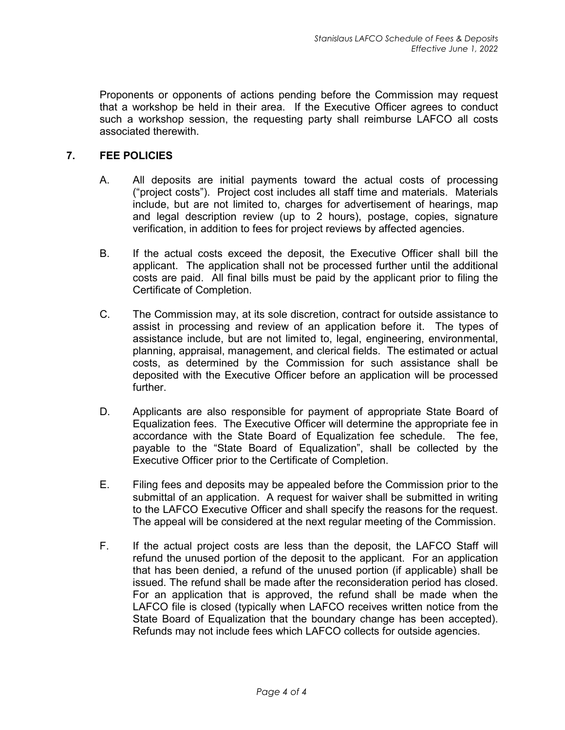Proponents or opponents of actions pending before the Commission may request that a workshop be held in their area. If the Executive Officer agrees to conduct such a workshop session, the requesting party shall reimburse LAFCO all costs associated therewith.

## 7. FEE POLICIES

A. All deposits are initial payments toward the actual costs of processing ("project costs"). Project cost includes all staff time and materials. Materials include, but are not limited to, charges for advertisement of hearings, map and legal description review (up to 2 hours), postage, copies, signature verification, in addition to fees for project reviews by affected agencies.

B. If the actual costs exceed the deposit, the Executive Officer shall bill the applicant. The application shall not be processed further until the additional costs are paid. All final bills must be paid by the applicant prior to filing the Certificate of Completion.

C. The Commission may, at its sole discretion, contract for outside assistance to assist in processing and review of an application before it. The types of assistance include, but are not limited to, legal, engineering, environmental, planning, appraisal, management, and clerical fields. The estimated or actual costs, as determined by the Commission for such assistance shall be deposited with the Executive Officer before an application will be processed further.

D. Applicants are also responsible for payment of appropriate State Board of Equalization fees. The Executive Officer will determine the appropriate fee in accordance with the State Board of Equalization fee schedule. The fee, payable to the "State Board of Equalization", shall be collected by the Executive Officer prior to the Certificate of Completion.

E. Filing fees and deposits may be appealed before the Commission prior to the submittal of an application. A request for waiver shall be submitted in writing to the LAFCO Executive Officer and shall specify the reasons for the request. The appeal will be considered at the next regular meeting of the Commission.

F. If the actual project costs are less than the deposit, the LAFCO Staff will refund the unused portion of the deposit to the applicant. For an application that has been denied, a refund of the unused portion (if applicable) shall be issued. The refund shall be made after the reconsideration period has closed. For an application that is approved, the refund shall be made when the LAFCO file is closed (typically when LAFCO receives written notice from the State Board of Equalization that the boundary change has been accepted). Refunds may not include fees which LAFCO collects for outside agencies.